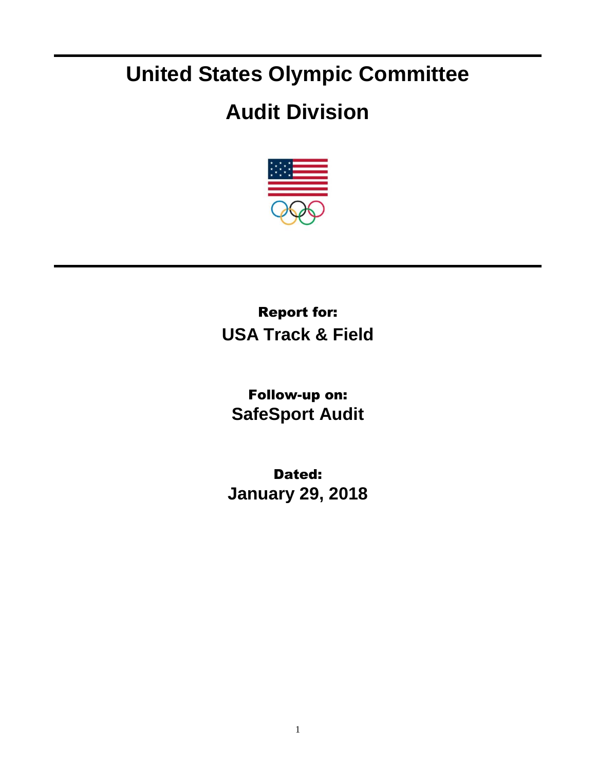# United States Olympic Committee

# Audit Division

**Report for:**

**USA Track & Field**

**Follow-up on:**

**SafeSport Audit**

**Dated:**

**January 29, 2018**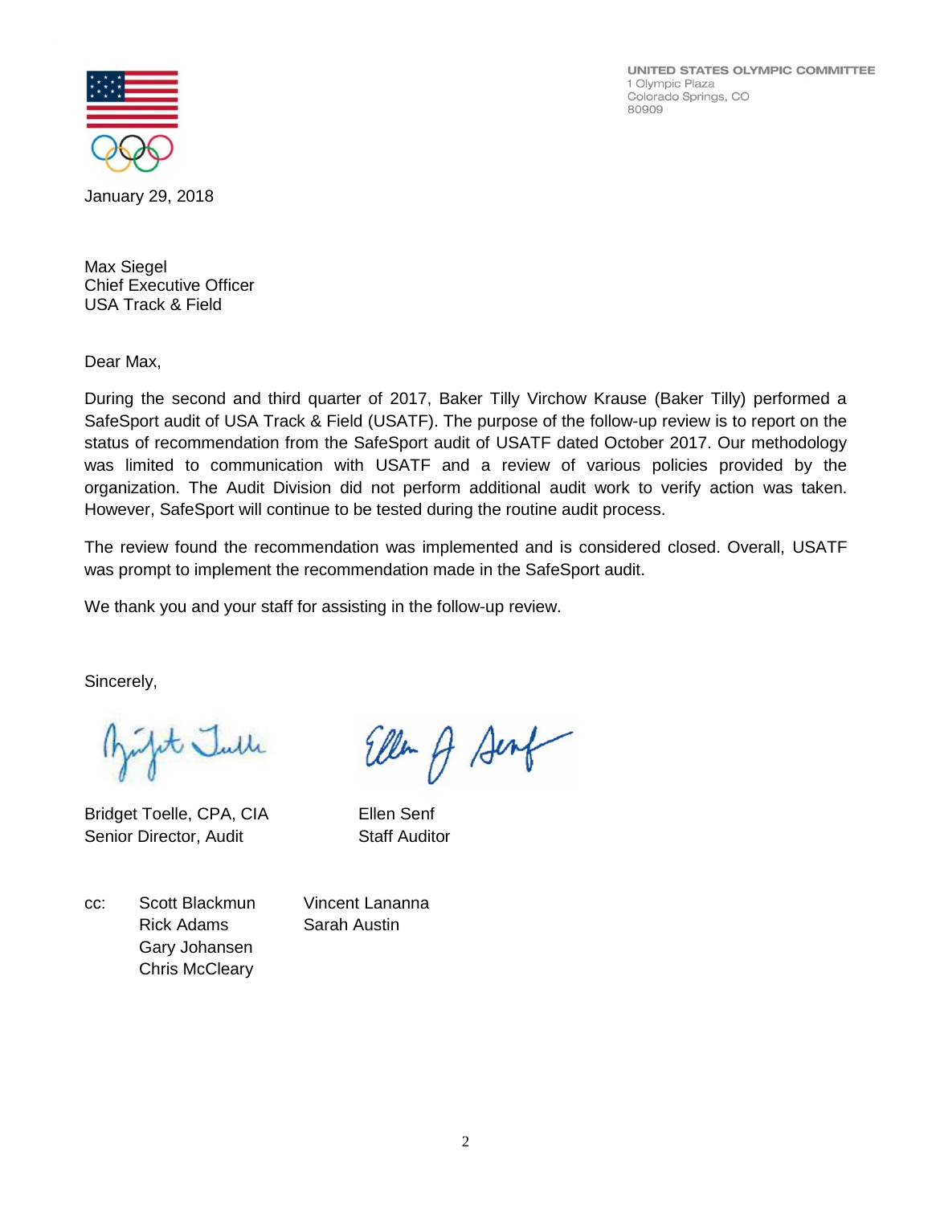UNITED STATES OLYMPIC COMMITTEE
1 Olympic Plaza
Colorado Springs, CO
80909

January 29, 2018

Max Siegel
Chief Executive Officer
USA Track & Field

Dear Max,

During the second and third quarter of 2017, Baker Tilly Virchow Krause (Baker Tilly) performed a SafeSport audit of USA Track & Field (USATF). The purpose of the follow-up review is to report on the status of recommendation from the SafeSport audit of USATF dated October 2017. Our methodology was limited to communication with USATF and a review of various policies provided by the organization. The Audit Division did not perform additional audit work to verify action was taken. However, SafeSport will continue to be tested during the routine audit process.

The review found the recommendation was implemented and is considered closed. Overall, USATF was prompt to implement the recommendation made in the SafeSport audit.

We thank you and your staff for assisting in the follow-up review.

Sincerely,

Bridget Toelle, CPA, CIA
Senior Director, Audit

Ellen Senf
Staff Auditor

cc: Scott Blackmun
Rick Adams
Gary Johansen
Chris McCleary
Vincent Lananna
Sarah Austin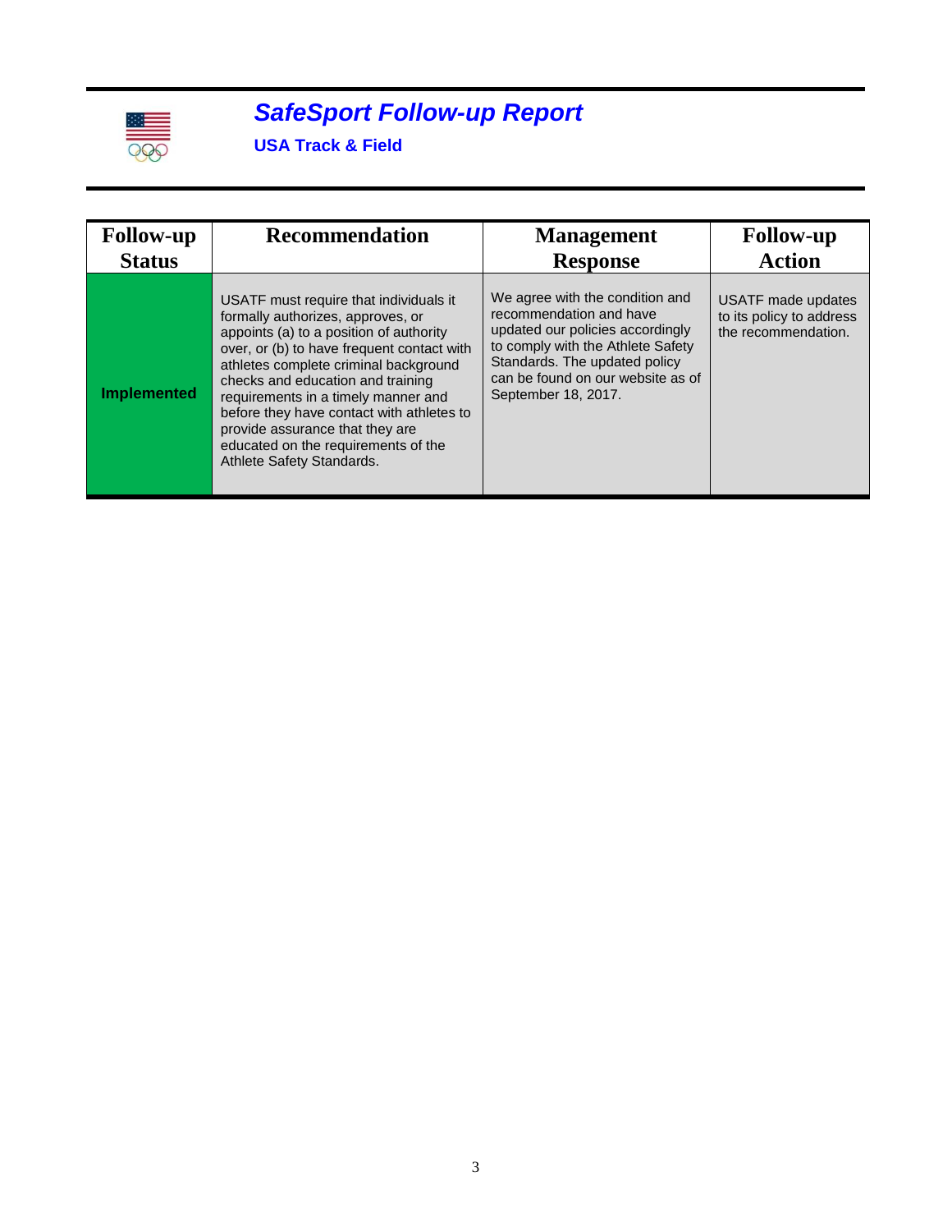# *SafeSport Follow-up Report*

**USA Track & Field**

| Follow-up Status | Recommendation | Management Response | Follow-up Action |
|---|---|---|---|
| **Implemented** | USATF must require that individuals it formally authorizes, approves, or appoints (a) to a position of authority over, or (b) to have frequent contact with athletes complete criminal background checks and education and training requirements in a timely manner and before they have contact with athletes to provide assurance that they are educated on the requirements of the Athlete Safety Standards. | We agree with the condition and recommendation and have updated our policies accordingly to comply with the Athlete Safety Standards. The updated policy can be found on our website as of September 18, 2017. | USATF made updates to its policy to address the recommendation. |